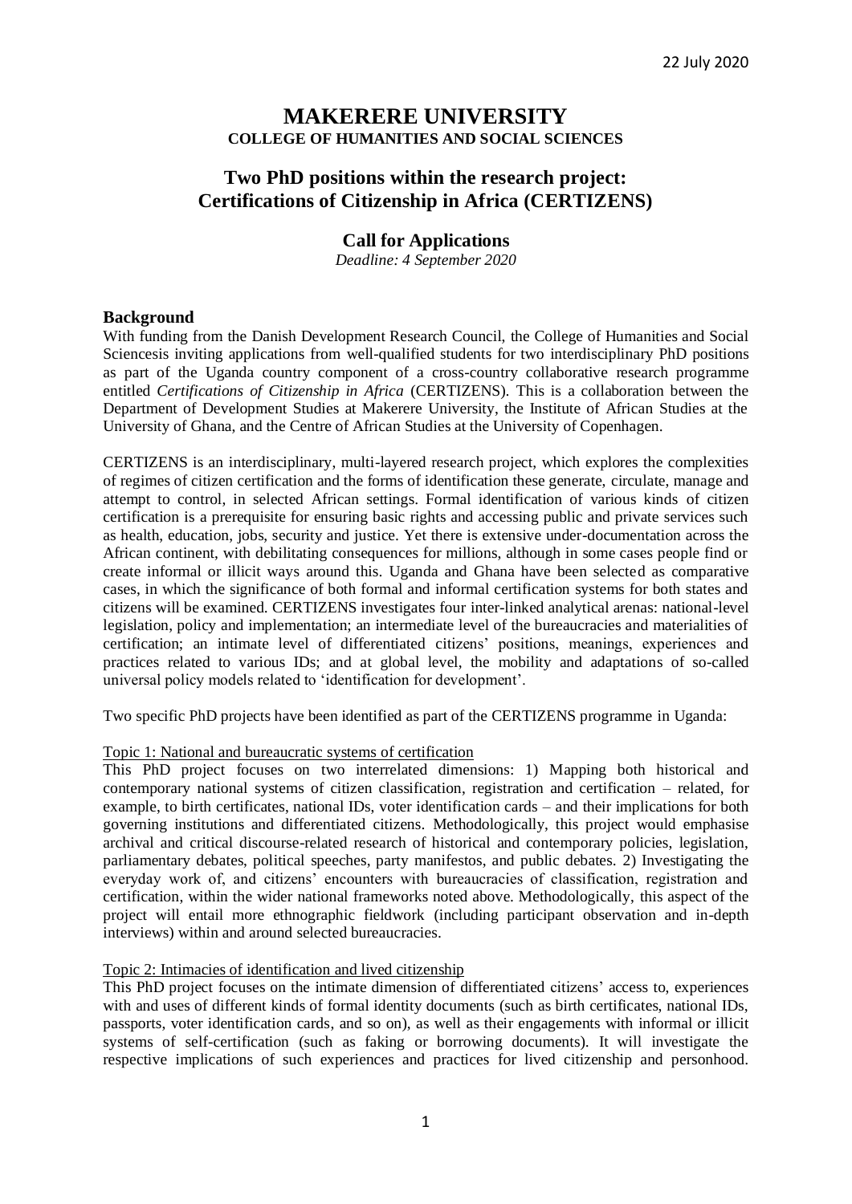22 July 2020

# MAKERERE UNIVERSITY
**COLLEGE OF HUMANITIES AND SOCIAL SCIENCES**

## Two PhD positions within the research project: Certifications of Citizenship in Africa (CERTIZENS)

### Call for Applications

*Deadline: 4 September 2020*

### Background

With funding from the Danish Development Research Council, the College of Humanities and Social Sciencesis inviting applications from well-qualified students for two interdisciplinary PhD positions as part of the Uganda country component of a cross-country collaborative research programme entitled *Certifications of Citizenship in Africa* (CERTIZENS). This is a collaboration between the Department of Development Studies at Makerere University, the Institute of African Studies at the University of Ghana, and the Centre of African Studies at the University of Copenhagen.

CERTIZENS is an interdisciplinary, multi-layered research project, which explores the complexities of regimes of citizen certification and the forms of identification these generate, circulate, manage and attempt to control, in selected African settings. Formal identification of various kinds of citizen certification is a prerequisite for ensuring basic rights and accessing public and private services such as health, education, jobs, security and justice. Yet there is extensive under-documentation across the African continent, with debilitating consequences for millions, although in some cases people find or create informal or illicit ways around this. Uganda and Ghana have been selected as comparative cases, in which the significance of both formal and informal certification systems for both states and citizens will be examined. CERTIZENS investigates four inter-linked analytical arenas: national-level legislation, policy and implementation; an intermediate level of the bureaucracies and materialities of certification; an intimate level of differentiated citizens' positions, meanings, experiences and practices related to various IDs; and at global level, the mobility and adaptations of so-called universal policy models related to 'identification for development'.

Two specific PhD projects have been identified as part of the CERTIZENS programme in Uganda:

Topic 1: National and bureaucratic systems of certification

This PhD project focuses on two interrelated dimensions: 1) Mapping both historical and contemporary national systems of citizen classification, registration and certification – related, for example, to birth certificates, national IDs, voter identification cards – and their implications for both governing institutions and differentiated citizens. Methodologically, this project would emphasise archival and critical discourse-related research of historical and contemporary policies, legislation, parliamentary debates, political speeches, party manifestos, and public debates. 2) Investigating the everyday work of, and citizens' encounters with bureaucracies of classification, registration and certification, within the wider national frameworks noted above. Methodologically, this aspect of the project will entail more ethnographic fieldwork (including participant observation and in-depth interviews) within and around selected bureaucracies.

Topic 2: Intimacies of identification and lived citizenship

This PhD project focuses on the intimate dimension of differentiated citizens' access to, experiences with and uses of different kinds of formal identity documents (such as birth certificates, national IDs, passports, voter identification cards, and so on), as well as their engagements with informal or illicit systems of self-certification (such as faking or borrowing documents). It will investigate the respective implications of such experiences and practices for lived citizenship and personhood.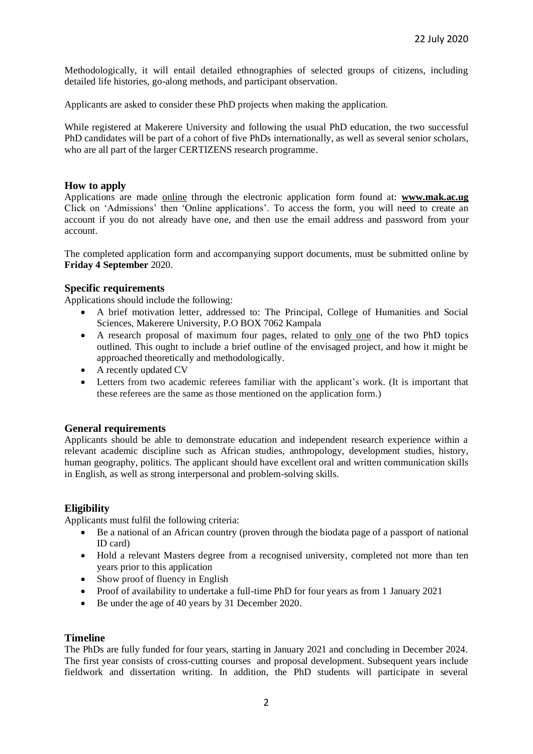22 July 2020

Methodologically, it will entail detailed ethnographies of selected groups of citizens, including detailed life histories, go-along methods, and participant observation.

Applicants are asked to consider these PhD projects when making the application.

While registered at Makerere University and following the usual PhD education, the two successful PhD candidates will be part of a cohort of five PhDs internationally, as well as several senior scholars, who are all part of the larger CERTIZENS research programme.

## How to apply

Applications are made online through the electronic application form found at: **www.mak.ac.ug** Click on 'Admissions' then 'Online applications'. To access the form, you will need to create an account if you do not already have one, and then use the email address and password from your account.

The completed application form and accompanying support documents, must be submitted online by **Friday 4 September** 2020.

## Specific requirements

Applications should include the following:

- A brief motivation letter, addressed to: The Principal, College of Humanities and Social Sciences, Makerere University, P.O BOX 7062 Kampala
- A research proposal of maximum four pages, related to only one of the two PhD topics outlined. This ought to include a brief outline of the envisaged project, and how it might be approached theoretically and methodologically.
- A recently updated CV
- Letters from two academic referees familiar with the applicant's work. (It is important that these referees are the same as those mentioned on the application form.)

## General requirements

Applicants should be able to demonstrate education and independent research experience within a relevant academic discipline such as African studies, anthropology, development studies, history, human geography, politics. The applicant should have excellent oral and written communication skills in English, as well as strong interpersonal and problem-solving skills.

## Eligibility

Applicants must fulfil the following criteria:

- Be a national of an African country (proven through the biodata page of a passport of national ID card)
- Hold a relevant Masters degree from a recognised university, completed not more than ten years prior to this application
- Show proof of fluency in English
- Proof of availability to undertake a full-time PhD for four years as from 1 January 2021
- Be under the age of 40 years by 31 December 2020.

## Timeline

The PhDs are fully funded for four years, starting in January 2021 and concluding in December 2024. The first year consists of cross-cutting courses and proposal development. Subsequent years include fieldwork and dissertation writing. In addition, the PhD students will participate in several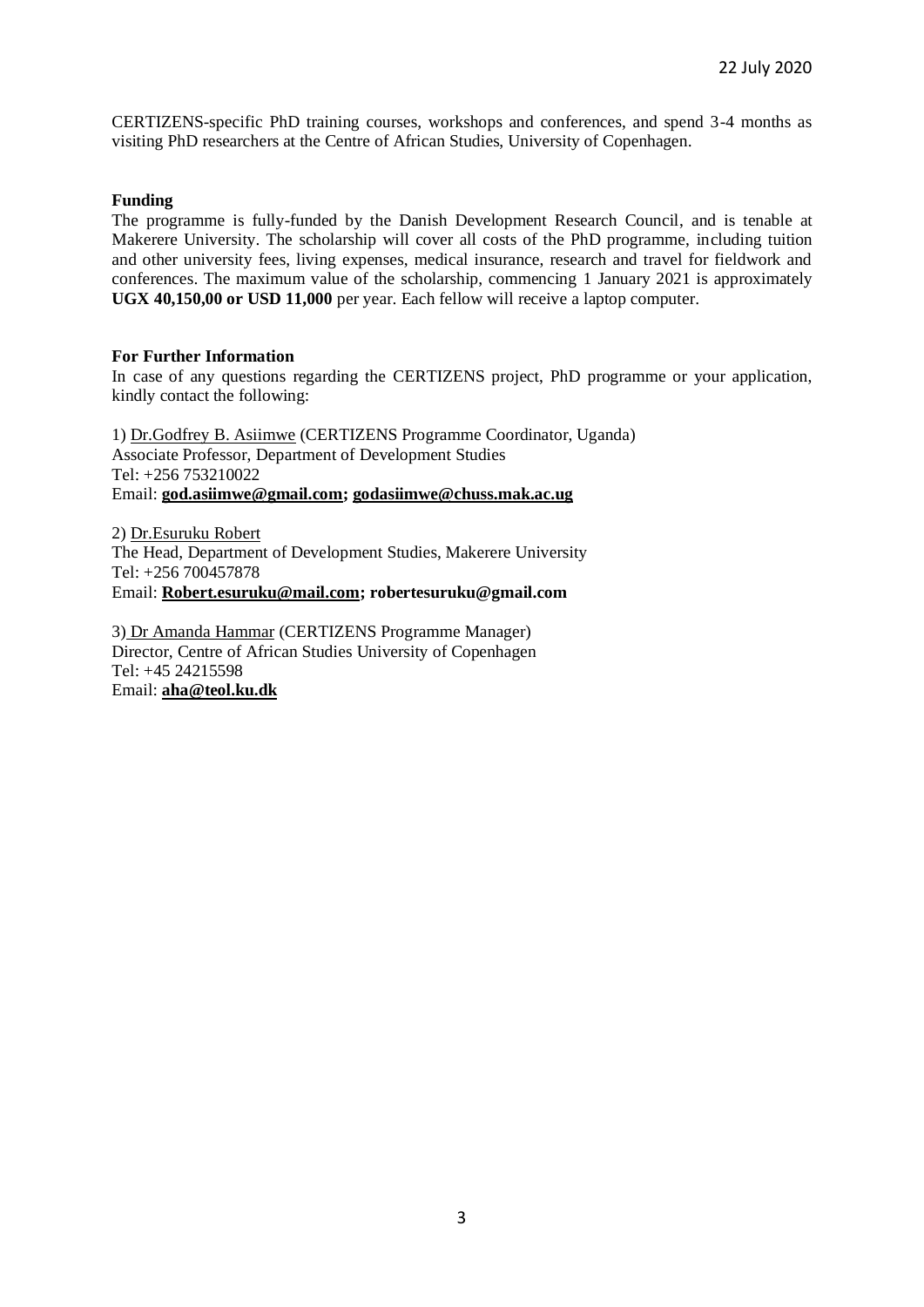22 July 2020

CERTIZENS-specific PhD training courses, workshops and conferences, and spend 3-4 months as visiting PhD researchers at the Centre of African Studies, University of Copenhagen.

**Funding**

The programme is fully-funded by the Danish Development Research Council, and is tenable at Makerere University. The scholarship will cover all costs of the PhD programme, including tuition and other university fees, living expenses, medical insurance, research and travel for fieldwork and conferences. The maximum value of the scholarship, commencing 1 January 2021 is approximately **UGX 40,150,00 or USD 11,000** per year. Each fellow will receive a laptop computer.

**For Further Information**

In case of any questions regarding the CERTIZENS project, PhD programme or your application, kindly contact the following:

1) Dr.Godfrey B. Asiimwe (CERTIZENS Programme Coordinator, Uganda)
Associate Professor, Department of Development Studies
Tel: +256 753210022
Email: **god.asiimwe@gmail.com; godasiimwe@chuss.mak.ac.ug**

2) Dr.Esuruku Robert
The Head, Department of Development Studies, Makerere University
Tel: +256 700457878
Email: **Robert.esuruku@mail.com; robertesuruku@gmail.com**

3) Dr Amanda Hammar (CERTIZENS Programme Manager)
Director, Centre of African Studies University of Copenhagen
Tel: +45 24215598
Email: **aha@teol.ku.dk**